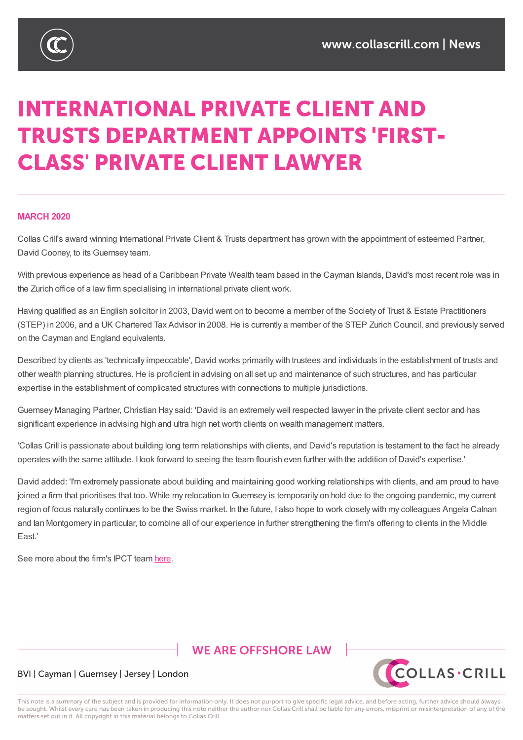# INTERNATIONAL PRIVATE CLIENT AND TRUSTS DEPARTMENT APPOINTS 'FIRST-CLASS' PRIVATE CLIENT LAWYER

**MARCH 2020**

Collas Crill's award winning International Private Client & Trusts department has grown with the appointment of esteemed Partner, David Cooney, to its Guernsey team.

With previous experience as head of a Caribbean Private Wealth team based in the Cayman Islands, David's most recent role was in the Zurich office of a law firm specialising in international private client work.

Having qualified as an English solicitor in 2003, David went on to become a member of the Society of Trust & Estate Practitioners (STEP) in 2006, and a UK Chartered Tax Advisor in 2008. He is currently a member of the STEP Zurich Council, and previously served on the Cayman and England equivalents.

Described by clients as 'technically impeccable', David works primarily with trustees and individuals in the establishment of trusts and other wealth planning structures. He is proficient in advising on all set up and maintenance of such structures, and has particular expertise in the establishment of complicated structures with connections to multiple jurisdictions.

Guernsey Managing Partner, Christian Hay said: 'David is an extremely well respected lawyer in the private client sector and has significant experience in advising high and ultra high net worth clients on wealth management matters.

'Collas Crill is passionate about building long term relationships with clients, and David's reputation is testament to the fact he already operates with the same attitude. I look forward to seeing the team flourish even further with the addition of David's expertise.'

David added: 'I'm extremely passionate about building and maintaining good working relationships with clients, and am proud to have joined a firm that prioritises that too. While my relocation to Guernsey is temporarily on hold due to the ongoing pandemic, my current region of focus naturally continues to be the Swiss market. In the future, I also hope to work closely with my colleagues Angela Calnan and Ian Montgomery in particular, to combine all of our experience in further strengthening the firm's offering to clients in the Middle East.'

See more about the firm's IPCT team here.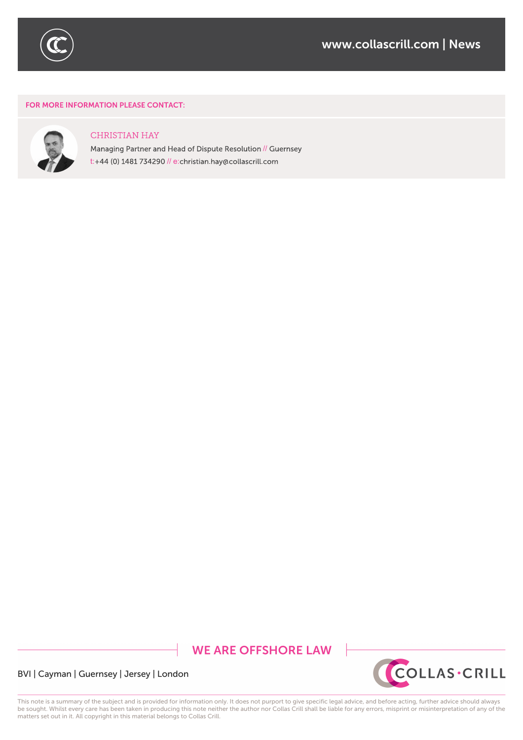**FOR MORE INFORMATION PLEASE CONTACT:**

CHRISTIAN HAY

Managing Partner and Head of Dispute Resolution // Guernsey

t:+44 (0) 1481 734290 // e:christian.hay@collascrill.com

## WE ARE OFFSHORE LAW

BVI | Cayman | Guernsey | Jersey | London

This note is a summary of the subject and is provided for information only. It does not purport to give specific legal advice, and before acting, further advice should always be sought. Whilst every care has been taken in producing this note neither the author nor Collas Crill shall be liable for any errors, misprint or misinterpretation of any of the matters set out in it. All copyright in this material belongs to Collas Crill.